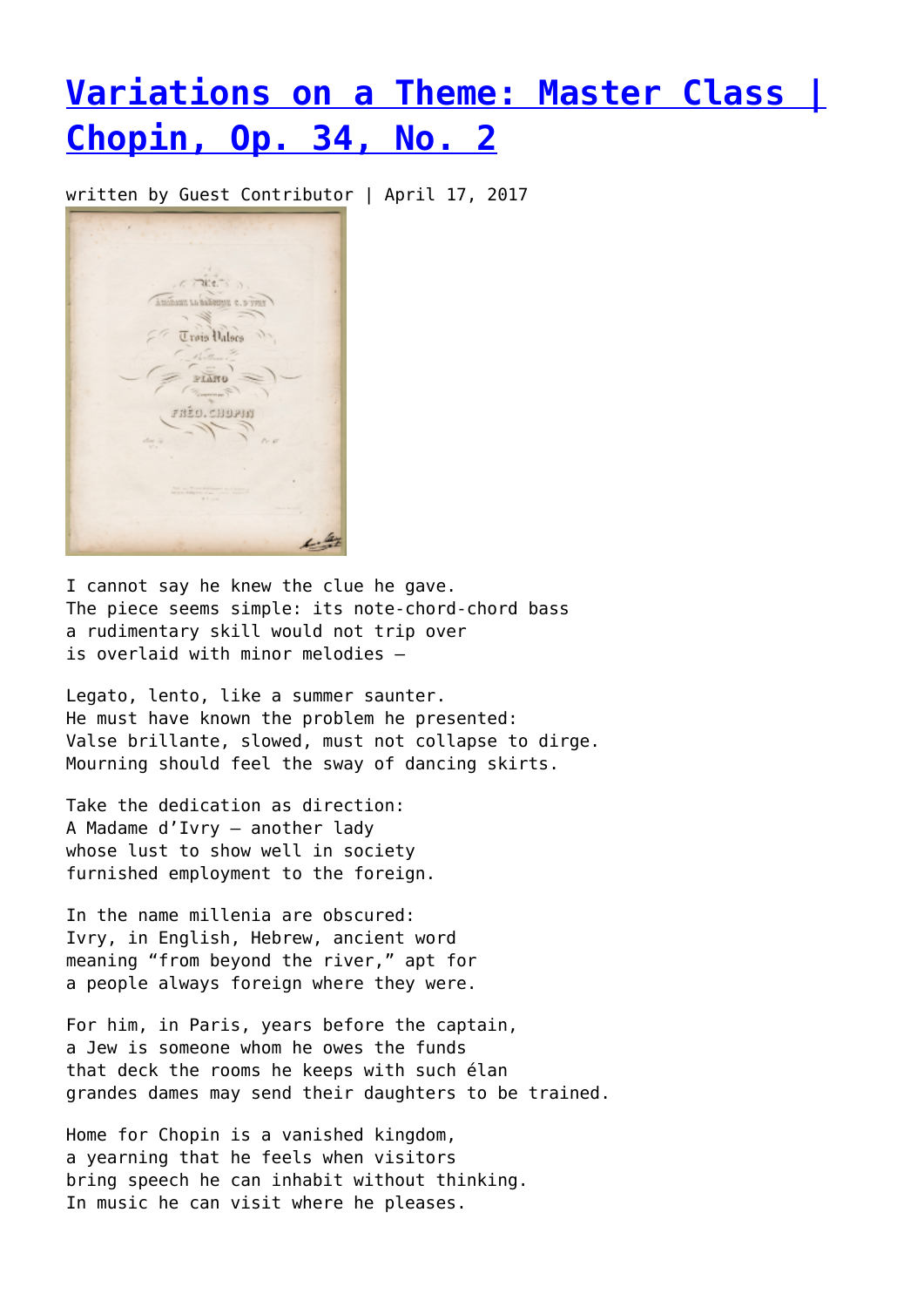# Variations on a Theme: Master Class | Chopin, Op. 34, No. 2

written by Guest Contributor | April 17, 2017

I cannot say he knew the clue he gave.
The piece seems simple: its note-chord-chord bass
a rudimentary skill would not trip over
is overlaid with minor melodies –

Legato, lento, like a summer saunter.
He must have known the problem he presented:
Valse brillante, slowed, must not collapse to dirge.
Mourning should feel the sway of dancing skirts.

Take the dedication as direction:
A Madame d'Ivry – another lady
whose lust to show well in society
furnished employment to the foreign.

In the name millenia are obscured:
Ivry, in English, Hebrew, ancient word
meaning "from beyond the river," apt for
a people always foreign where they were.

For him, in Paris, years before the captain,
a Jew is someone whom he owes the funds
that deck the rooms he keeps with such élan
grandes dames may send their daughters to be trained.

Home for Chopin is a vanished kingdom,
a yearning that he feels when visitors
bring speech he can inhabit without thinking.
In music he can visit where he pleases.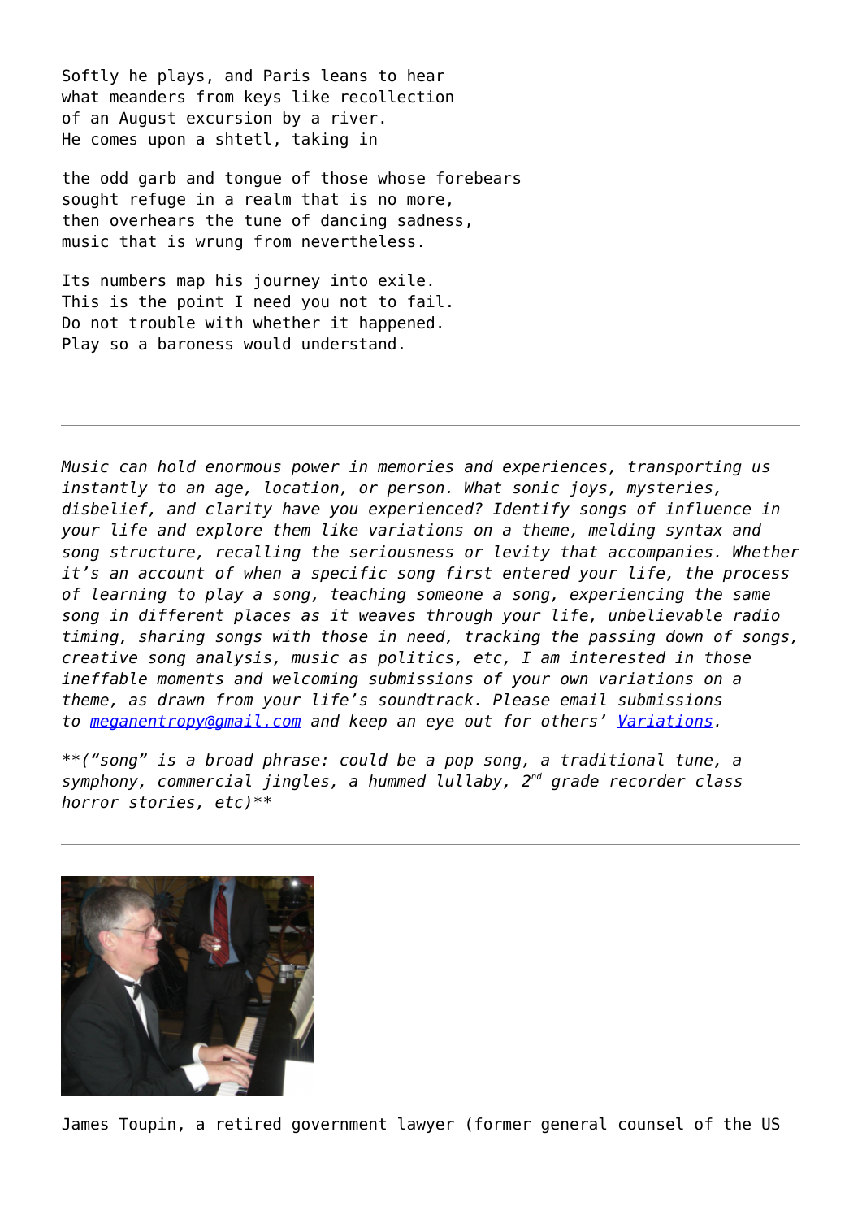Softly he plays, and Paris leans to hear  
what meanders from keys like recollection  
of an August excursion by a river.  
He comes upon a shtetl, taking in

the odd garb and tongue of those whose forebears  
sought refuge in a realm that is no more,  
then overhears the tune of dancing sadness,  
music that is wrung from nevertheless.

Its numbers map his journey into exile.  
This is the point I need you not to fail.  
Do not trouble with whether it happened.  
Play so a baroness would understand.

---

*Music can hold enormous power in memories and experiences, transporting us instantly to an age, location, or person. What sonic joys, mysteries, disbelief, and clarity have you experienced? Identify songs of influence in your life and explore them like variations on a theme, melding syntax and song structure, recalling the seriousness or levity that accompanies. Whether it's an account of when a specific song first entered your life, the process of learning to play a song, teaching someone a song, experiencing the same song in different places as it weaves through your life, unbelievable radio timing, sharing songs with those in need, tracking the passing down of songs, creative song analysis, music as politics, etc, I am interested in those ineffable moments and welcoming submissions of your own variations on a theme, as drawn from your life's soundtrack. Please email submissions to [meganentropy@gmail.com](mailto:meganentropy@gmail.com) and keep an eye out for others' [Variations](#).*

*\*\*("song" is a broad phrase: could be a pop song, a traditional tune, a symphony, commercial jingles, a hummed lullaby, 2nd grade recorder class horror stories, etc)\*\**

---

James Toupin, a retired government lawyer (former general counsel of the US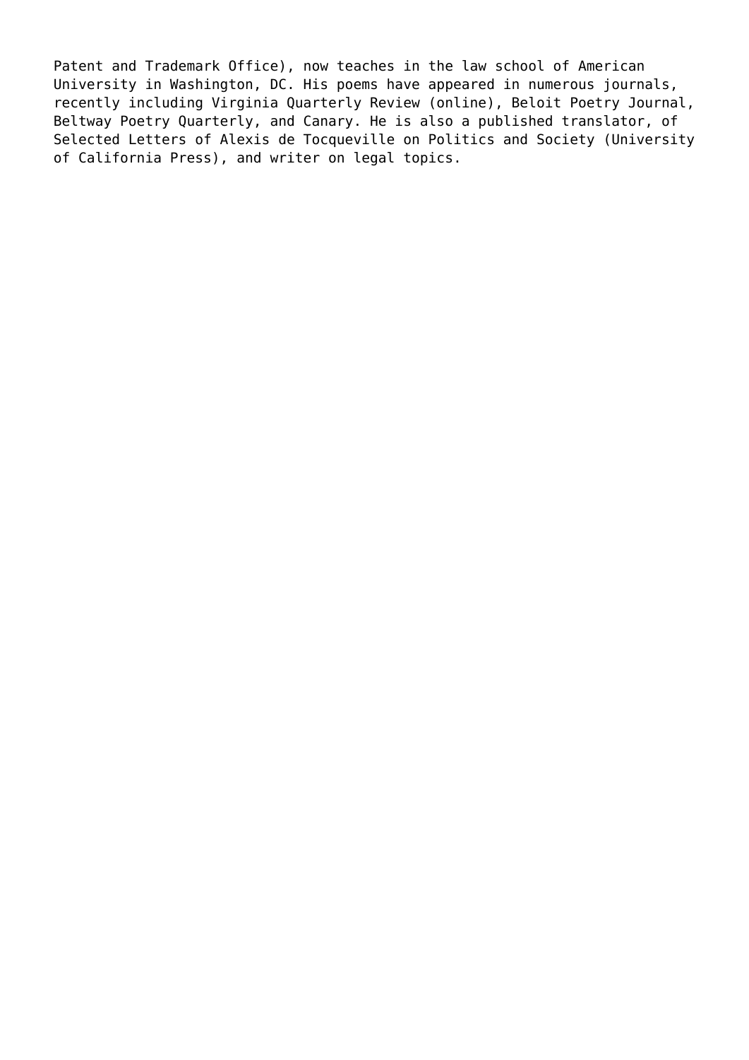Patent and Trademark Office), now teaches in the law school of American University in Washington, DC. His poems have appeared in numerous journals, recently including Virginia Quarterly Review (online), Beloit Poetry Journal, Beltway Poetry Quarterly, and Canary. He is also a published translator, of Selected Letters of Alexis de Tocqueville on Politics and Society (University of California Press), and writer on legal topics.